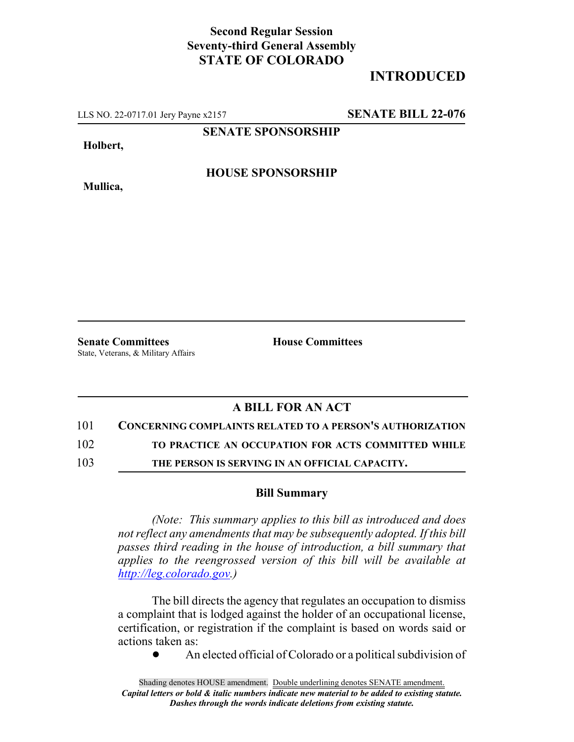**Second Regular Session**
**Seventy-third General Assembly**
**STATE OF COLORADO**

# INTRODUCED

LLS NO. 22-0717.01 Jery Payne x2157 **SENATE BILL 22-076**

**SENATE SPONSORSHIP**

**Holbert,**

**HOUSE SPONSORSHIP**

**Mullica,**

**Senate Committees**
State, Veterans, & Military Affairs

**House Committees**

## A BILL FOR AN ACT

101 **CONCERNING COMPLAINTS RELATED TO A PERSON'S AUTHORIZATION**
102 **TO PRACTICE AN OCCUPATION FOR ACTS COMMITTED WHILE**
103 **THE PERSON IS SERVING IN AN OFFICIAL CAPACITY.**

### Bill Summary

*(Note: This summary applies to this bill as introduced and does not reflect any amendments that may be subsequently adopted. If this bill passes third reading in the house of introduction, a bill summary that applies to the reengrossed version of this bill will be available at http://leg.colorado.gov.)*

The bill directs the agency that regulates an occupation to dismiss a complaint that is lodged against the holder of an occupational license, certification, or registration if the complaint is based on words said or actions taken as:

- An elected official of Colorado or a political subdivision of

Shading denotes HOUSE amendment. Double underlining denotes SENATE amendment.
*Capital letters or bold & italic numbers indicate new material to be added to existing statute.*
*Dashes through the words indicate deletions from existing statute.*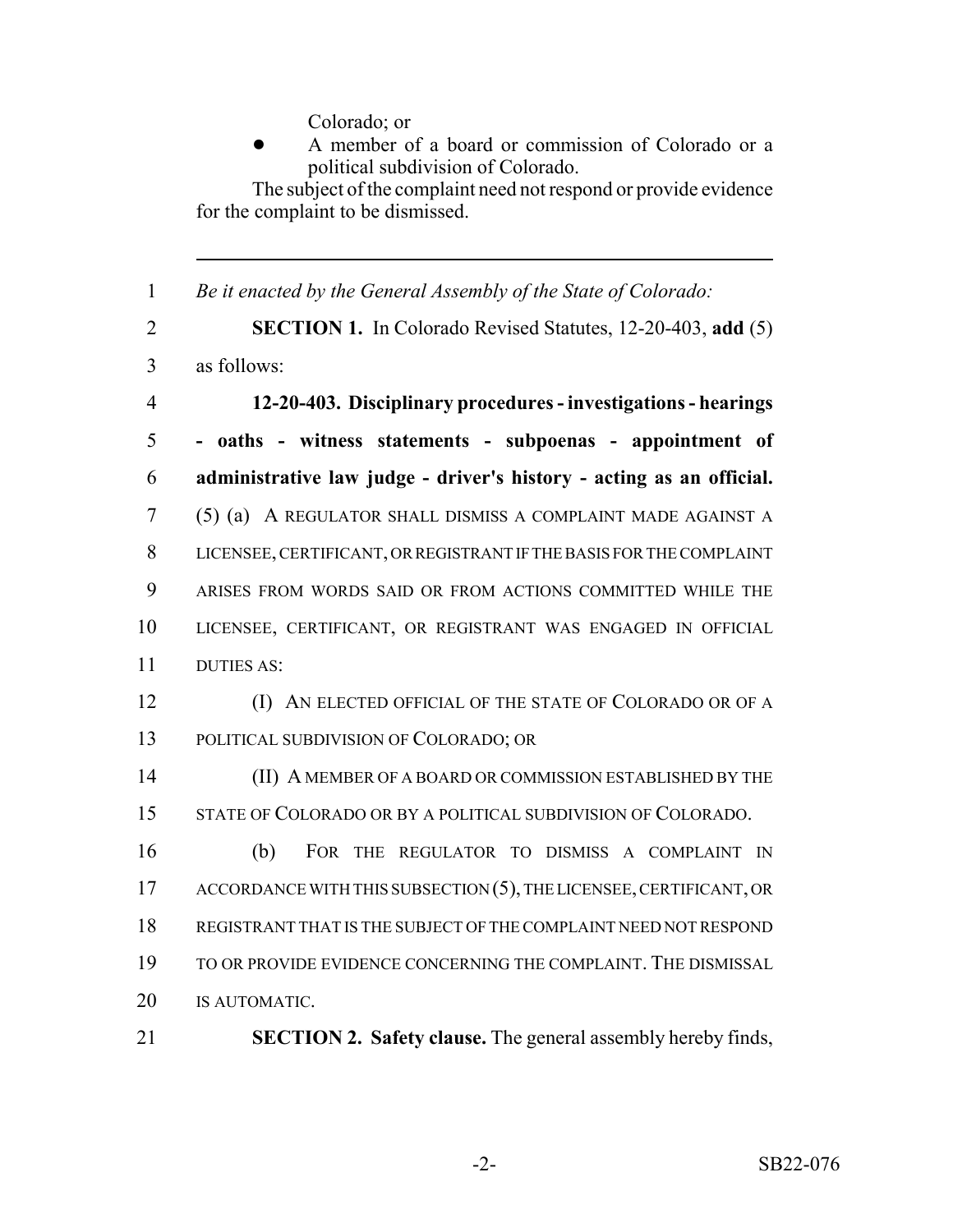Colorado; or

- A member of a board or commission of Colorado or a political subdivision of Colorado.

The subject of the complaint need not respond or provide evidence for the complaint to be dismissed.

---

1 *Be it enacted by the General Assembly of the State of Colorado:*

2 **SECTION 1.** In Colorado Revised Statutes, 12-20-403, **add** (5)
3 as follows:

4 **12-20-403. Disciplinary procedures - investigations - hearings**
5 **- oaths - witness statements - subpoenas - appointment of**
6 **administrative law judge - driver's history - acting as an official.**
7 (5) (a) A REGULATOR SHALL DISMISS A COMPLAINT MADE AGAINST A
8 LICENSEE, CERTIFICANT, OR REGISTRANT IF THE BASIS FOR THE COMPLAINT
9 ARISES FROM WORDS SAID OR FROM ACTIONS COMMITTED WHILE THE
10 LICENSEE, CERTIFICANT, OR REGISTRANT WAS ENGAGED IN OFFICIAL
11 DUTIES AS:

12 (I) AN ELECTED OFFICIAL OF THE STATE OF COLORADO OR OF A
13 POLITICAL SUBDIVISION OF COLORADO; OR

14 (II) A MEMBER OF A BOARD OR COMMISSION ESTABLISHED BY THE
15 STATE OF COLORADO OR BY A POLITICAL SUBDIVISION OF COLORADO.

16 (b) FOR THE REGULATOR TO DISMISS A COMPLAINT IN
17 ACCORDANCE WITH THIS SUBSECTION (5), THE LICENSEE, CERTIFICANT, OR
18 REGISTRANT THAT IS THE SUBJECT OF THE COMPLAINT NEED NOT RESPOND
19 TO OR PROVIDE EVIDENCE CONCERNING THE COMPLAINT. THE DISMISSAL
20 IS AUTOMATIC.

21 **SECTION 2. Safety clause.** The general assembly hereby finds,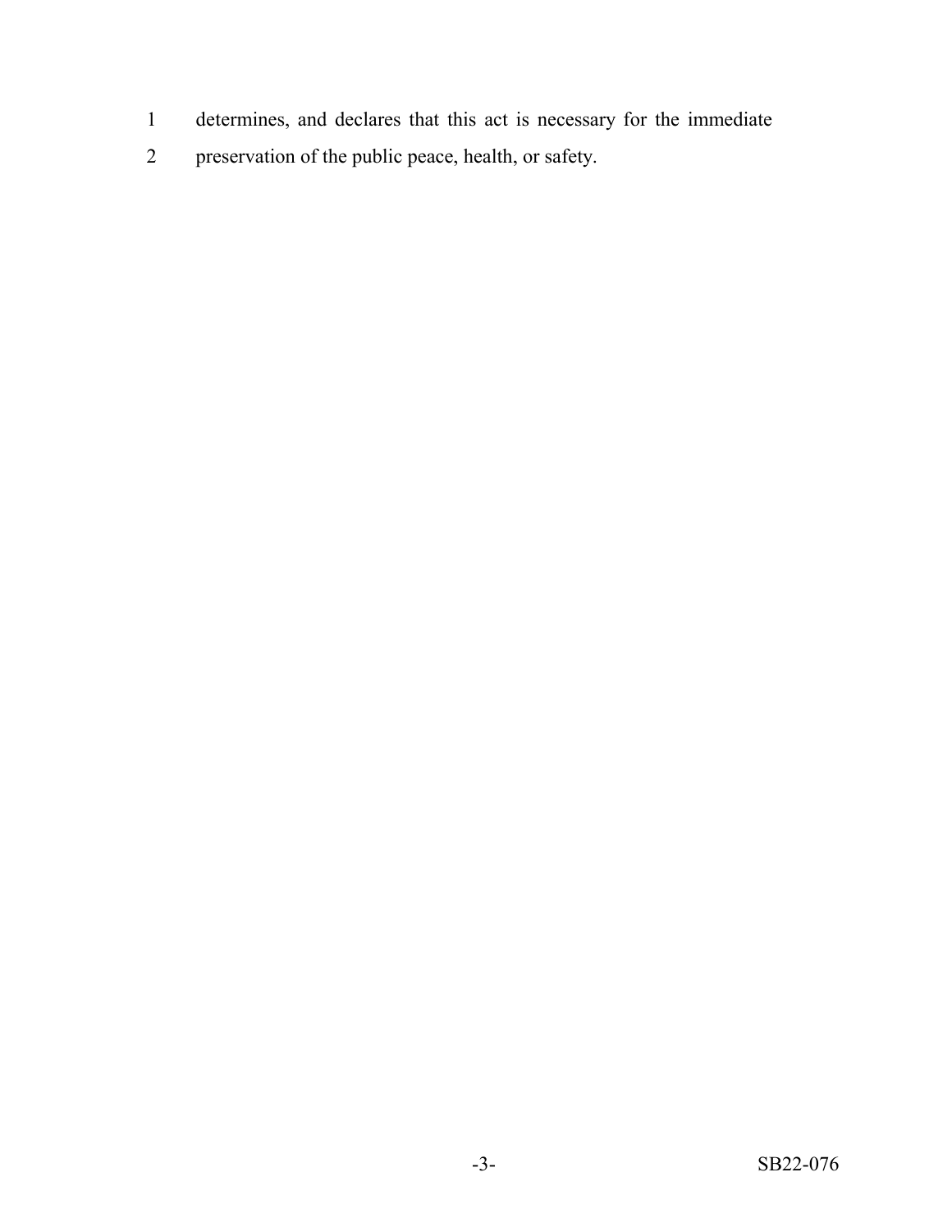determines, and declares that this act is necessary for the immediate preservation of the public peace, health, or safety.